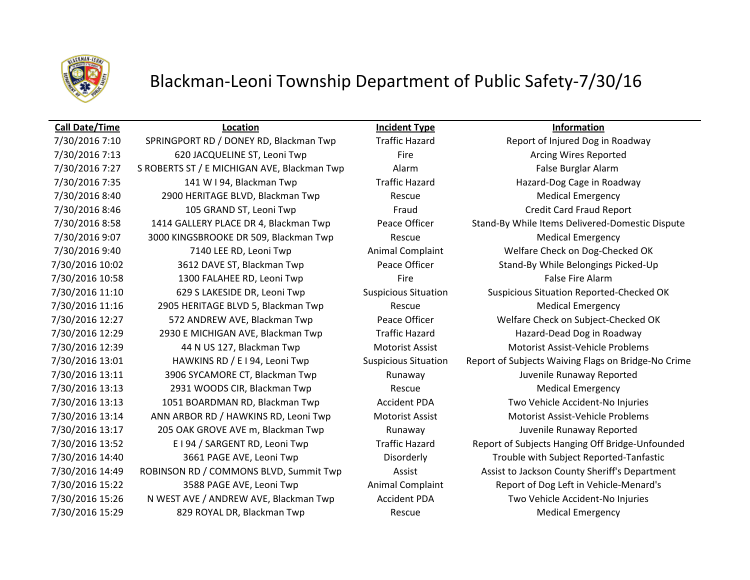# Blackman-Leoni Township Department of Public Safety-7/30/16

| Call Date/Time | Location | Incident Type | Information |
|---|---|---|---|
| 7/30/2016 7:10 | SPRINGPORT RD / DONEY RD, Blackman Twp | Traffic Hazard | Report of Injured Dog in Roadway |
| 7/30/2016 7:13 | 620 JACQUELINE ST, Leoni Twp | Fire | Arcing Wires Reported |
| 7/30/2016 7:27 | S ROBERTS ST / E MICHIGAN AVE, Blackman Twp | Alarm | False Burglar Alarm |
| 7/30/2016 7:35 | 141 W I 94, Blackman Twp | Traffic Hazard | Hazard-Dog Cage in Roadway |
| 7/30/2016 8:40 | 2900 HERITAGE BLVD, Blackman Twp | Rescue | Medical Emergency |
| 7/30/2016 8:46 | 105 GRAND ST, Leoni Twp | Fraud | Credit Card Fraud Report |
| 7/30/2016 8:58 | 1414 GALLERY PLACE DR 4, Blackman Twp | Peace Officer | Stand-By While Items Delivered-Domestic Dispute |
| 7/30/2016 9:07 | 3000 KINGSBROOKE DR 509, Blackman Twp | Rescue | Medical Emergency |
| 7/30/2016 9:40 | 7140 LEE RD, Leoni Twp | Animal Complaint | Welfare Check on Dog-Checked OK |
| 7/30/2016 10:02 | 3612 DAVE ST, Blackman Twp | Peace Officer | Stand-By While Belongings Picked-Up |
| 7/30/2016 10:58 | 1300 FALAHEE RD, Leoni Twp | Fire | False Fire Alarm |
| 7/30/2016 11:10 | 629 S LAKESIDE DR, Leoni Twp | Suspicious Situation | Suspicious Situation Reported-Checked OK |
| 7/30/2016 11:16 | 2905 HERITAGE BLVD 5, Blackman Twp | Rescue | Medical Emergency |
| 7/30/2016 12:27 | 572 ANDREW AVE, Blackman Twp | Peace Officer | Welfare Check on Subject-Checked OK |
| 7/30/2016 12:29 | 2930 E MICHIGAN AVE, Blackman Twp | Traffic Hazard | Hazard-Dead Dog in Roadway |
| 7/30/2016 12:39 | 44 N US 127, Blackman Twp | Motorist Assist | Motorist Assist-Vehicle Problems |
| 7/30/2016 13:01 | HAWKINS RD / E I 94, Leoni Twp | Suspicious Situation | Report of Subjects Waiving Flags on Bridge-No Crime |
| 7/30/2016 13:11 | 3906 SYCAMORE CT, Blackman Twp | Runaway | Juvenile Runaway Reported |
| 7/30/2016 13:13 | 2931 WOODS CIR, Blackman Twp | Rescue | Medical Emergency |
| 7/30/2016 13:13 | 1051 BOARDMAN RD, Blackman Twp | Accident PDA | Two Vehicle Accident-No Injuries |
| 7/30/2016 13:14 | ANN ARBOR RD / HAWKINS RD, Leoni Twp | Motorist Assist | Motorist Assist-Vehicle Problems |
| 7/30/2016 13:17 | 205 OAK GROVE AVE m, Blackman Twp | Runaway | Juvenile Runaway Reported |
| 7/30/2016 13:52 | E I 94 / SARGENT RD, Leoni Twp | Traffic Hazard | Report of Subjects Hanging Off Bridge-Unfounded |
| 7/30/2016 14:40 | 3661 PAGE AVE, Leoni Twp | Disorderly | Trouble with Subject Reported-Tanfastic |
| 7/30/2016 14:49 | ROBINSON RD / COMMONS BLVD, Summit Twp | Assist | Assist to Jackson County Sheriff's Department |
| 7/30/2016 15:22 | 3588 PAGE AVE, Leoni Twp | Animal Complaint | Report of Dog Left in Vehicle-Menard's |
| 7/30/2016 15:26 | N WEST AVE / ANDREW AVE, Blackman Twp | Accident PDA | Two Vehicle Accident-No Injuries |
| 7/30/2016 15:29 | 829 ROYAL DR, Blackman Twp | Rescue | Medical Emergency |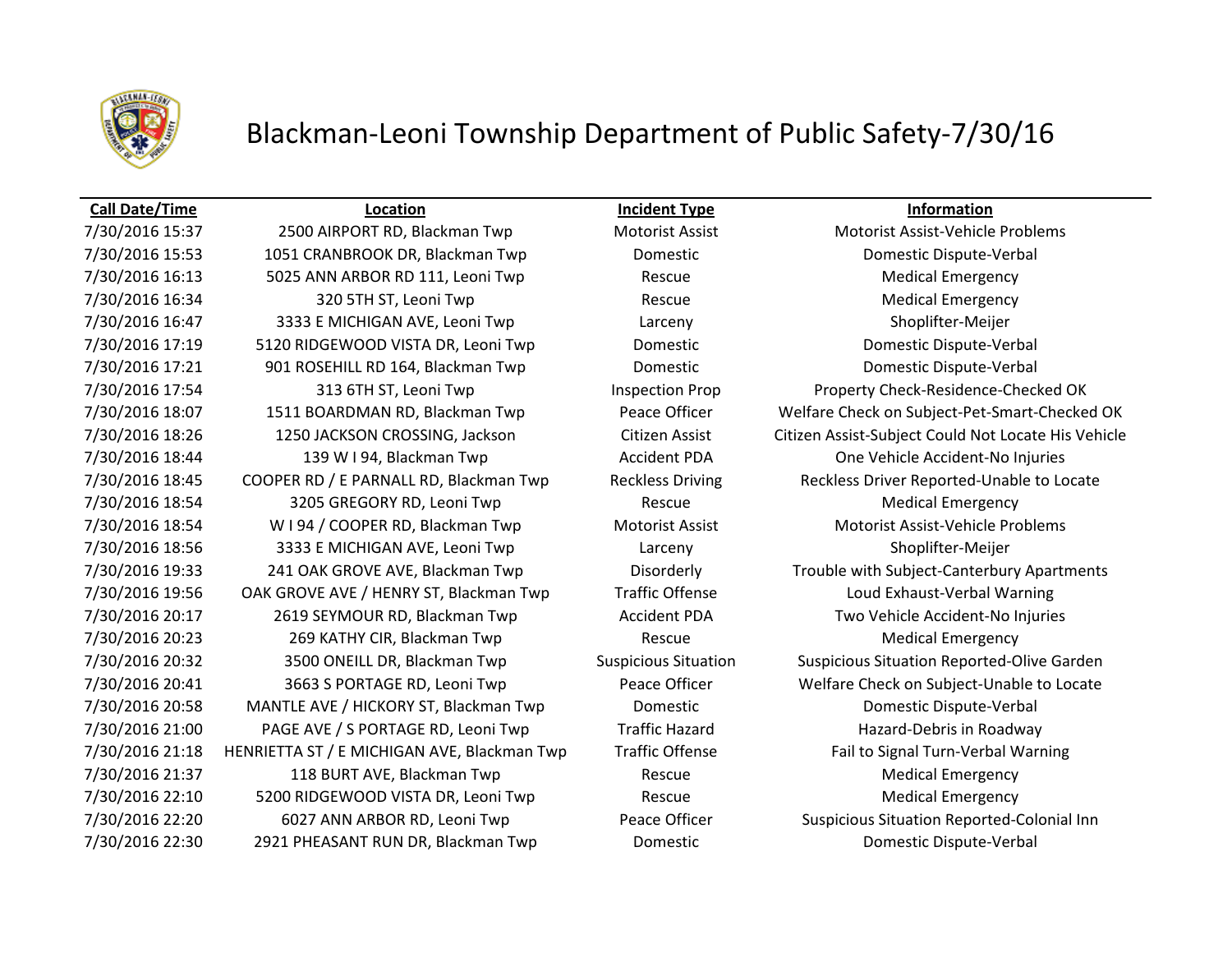# Blackman-Leoni Township Department of Public Safety-7/30/16

| Call Date/Time | Location | Incident Type | Information |
|---|---|---|---|
| 7/30/2016 15:37 | 2500 AIRPORT RD, Blackman Twp | Motorist Assist | Motorist Assist-Vehicle Problems |
| 7/30/2016 15:53 | 1051 CRANBROOK DR, Blackman Twp | Domestic | Domestic Dispute-Verbal |
| 7/30/2016 16:13 | 5025 ANN ARBOR RD 111, Leoni Twp | Rescue | Medical Emergency |
| 7/30/2016 16:34 | 320 5TH ST, Leoni Twp | Rescue | Medical Emergency |
| 7/30/2016 16:47 | 3333 E MICHIGAN AVE, Leoni Twp | Larceny | Shoplifter-Meijer |
| 7/30/2016 17:19 | 5120 RIDGEWOOD VISTA DR, Leoni Twp | Domestic | Domestic Dispute-Verbal |
| 7/30/2016 17:21 | 901 ROSEHILL RD 164, Blackman Twp | Domestic | Domestic Dispute-Verbal |
| 7/30/2016 17:54 | 313 6TH ST, Leoni Twp | Inspection Prop | Property Check-Residence-Checked OK |
| 7/30/2016 18:07 | 1511 BOARDMAN RD, Blackman Twp | Peace Officer | Welfare Check on Subject-Pet-Smart-Checked OK |
| 7/30/2016 18:26 | 1250 JACKSON CROSSING, Jackson | Citizen Assist | Citizen Assist-Subject Could Not Locate His Vehicle |
| 7/30/2016 18:44 | 139 W I 94, Blackman Twp | Accident PDA | One Vehicle Accident-No Injuries |
| 7/30/2016 18:45 | COOPER RD / E PARNALL RD, Blackman Twp | Reckless Driving | Reckless Driver Reported-Unable to Locate |
| 7/30/2016 18:54 | 3205 GREGORY RD, Leoni Twp | Rescue | Medical Emergency |
| 7/30/2016 18:54 | W I 94 / COOPER RD, Blackman Twp | Motorist Assist | Motorist Assist-Vehicle Problems |
| 7/30/2016 18:56 | 3333 E MICHIGAN AVE, Leoni Twp | Larceny | Shoplifter-Meijer |
| 7/30/2016 19:33 | 241 OAK GROVE AVE, Blackman Twp | Disorderly | Trouble with Subject-Canterbury Apartments |
| 7/30/2016 19:56 | OAK GROVE AVE / HENRY ST, Blackman Twp | Traffic Offense | Loud Exhaust-Verbal Warning |
| 7/30/2016 20:17 | 2619 SEYMOUR RD, Blackman Twp | Accident PDA | Two Vehicle Accident-No Injuries |
| 7/30/2016 20:23 | 269 KATHY CIR, Blackman Twp | Rescue | Medical Emergency |
| 7/30/2016 20:32 | 3500 ONEILL DR, Blackman Twp | Suspicious Situation | Suspicious Situation Reported-Olive Garden |
| 7/30/2016 20:41 | 3663 S PORTAGE RD, Leoni Twp | Peace Officer | Welfare Check on Subject-Unable to Locate |
| 7/30/2016 20:58 | MANTLE AVE / HICKORY ST, Blackman Twp | Domestic | Domestic Dispute-Verbal |
| 7/30/2016 21:00 | PAGE AVE / S PORTAGE RD, Leoni Twp | Traffic Hazard | Hazard-Debris in Roadway |
| 7/30/2016 21:18 | HENRIETTA ST / E MICHIGAN AVE, Blackman Twp | Traffic Offense | Fail to Signal Turn-Verbal Warning |
| 7/30/2016 21:37 | 118 BURT AVE, Blackman Twp | Rescue | Medical Emergency |
| 7/30/2016 22:10 | 5200 RIDGEWOOD VISTA DR, Leoni Twp | Rescue | Medical Emergency |
| 7/30/2016 22:20 | 6027 ANN ARBOR RD, Leoni Twp | Peace Officer | Suspicious Situation Reported-Colonial Inn |
| 7/30/2016 22:30 | 2921 PHEASANT RUN DR, Blackman Twp | Domestic | Domestic Dispute-Verbal |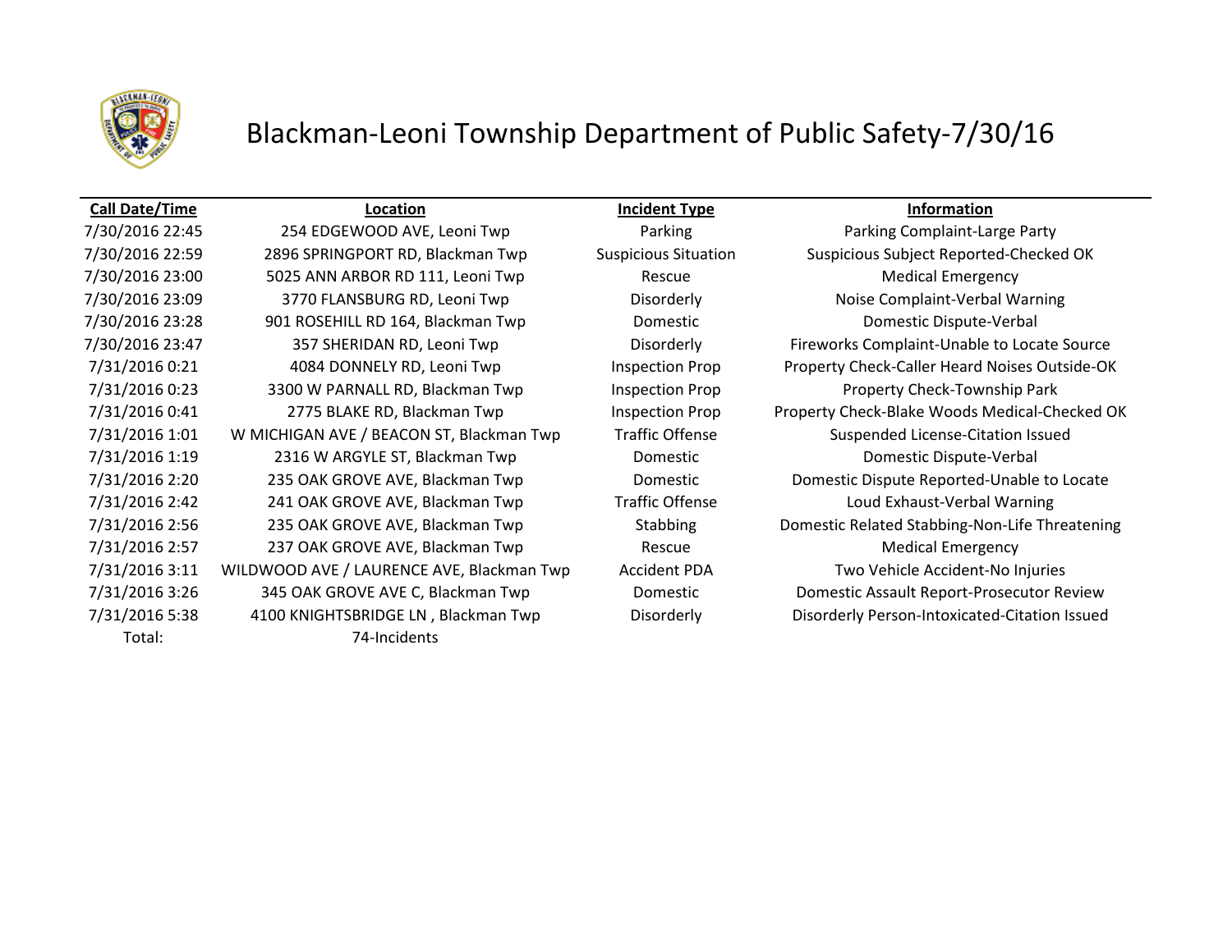# Blackman-Leoni Township Department of Public Safety-7/30/16

| Call Date/Time | Location | Incident Type | Information |
|---|---|---|---|
| 7/30/2016 22:45 | 254 EDGEWOOD AVE, Leoni Twp | Parking | Parking Complaint-Large Party |
| 7/30/2016 22:59 | 2896 SPRINGPORT RD, Blackman Twp | Suspicious Situation | Suspicious Subject Reported-Checked OK |
| 7/30/2016 23:00 | 5025 ANN ARBOR RD 111, Leoni Twp | Rescue | Medical Emergency |
| 7/30/2016 23:09 | 3770 FLANSBURG RD, Leoni Twp | Disorderly | Noise Complaint-Verbal Warning |
| 7/30/2016 23:28 | 901 ROSEHILL RD 164, Blackman Twp | Domestic | Domestic Dispute-Verbal |
| 7/30/2016 23:47 | 357 SHERIDAN RD, Leoni Twp | Disorderly | Fireworks Complaint-Unable to Locate Source |
| 7/31/2016 0:21 | 4084 DONNELY RD, Leoni Twp | Inspection Prop | Property Check-Caller Heard Noises Outside-OK |
| 7/31/2016 0:23 | 3300 W PARNALL RD, Blackman Twp | Inspection Prop | Property Check-Township Park |
| 7/31/2016 0:41 | 2775 BLAKE RD, Blackman Twp | Inspection Prop | Property Check-Blake Woods Medical-Checked OK |
| 7/31/2016 1:01 | W MICHIGAN AVE / BEACON ST, Blackman Twp | Traffic Offense | Suspended License-Citation Issued |
| 7/31/2016 1:19 | 2316 W ARGYLE ST, Blackman Twp | Domestic | Domestic Dispute-Verbal |
| 7/31/2016 2:20 | 235 OAK GROVE AVE, Blackman Twp | Domestic | Domestic Dispute Reported-Unable to Locate |
| 7/31/2016 2:42 | 241 OAK GROVE AVE, Blackman Twp | Traffic Offense | Loud Exhaust-Verbal Warning |
| 7/31/2016 2:56 | 235 OAK GROVE AVE, Blackman Twp | Stabbing | Domestic Related Stabbing-Non-Life Threatening |
| 7/31/2016 2:57 | 237 OAK GROVE AVE, Blackman Twp | Rescue | Medical Emergency |
| 7/31/2016 3:11 | WILDWOOD AVE / LAURENCE AVE, Blackman Twp | Accident PDA | Two Vehicle Accident-No Injuries |
| 7/31/2016 3:26 | 345 OAK GROVE AVE C, Blackman Twp | Domestic | Domestic Assault Report-Prosecutor Review |
| 7/31/2016 5:38 | 4100 KNIGHTSBRIDGE LN , Blackman Twp | Disorderly | Disorderly Person-Intoxicated-Citation Issued |
| Total: | 74-Incidents | | |